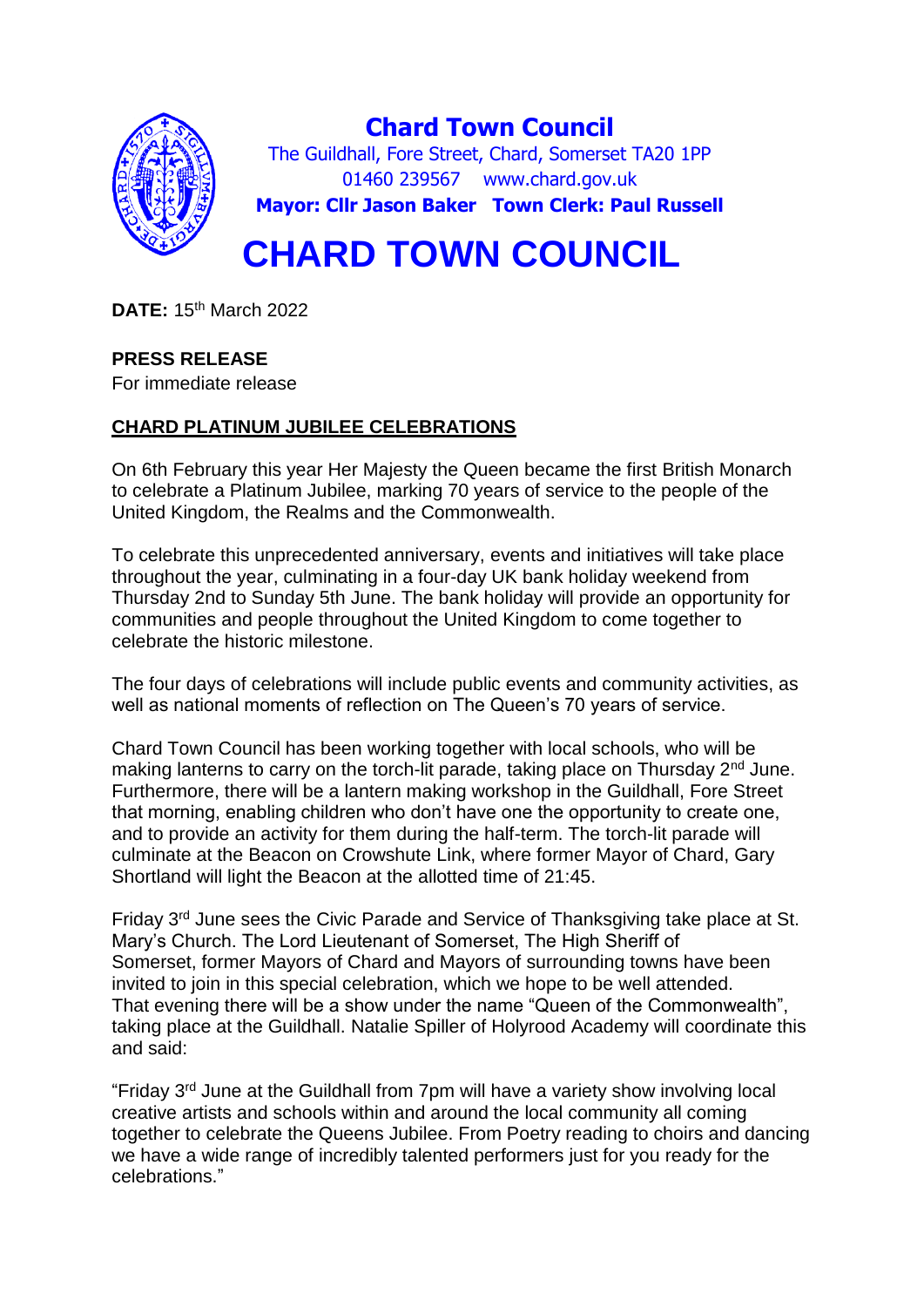**Chard Town Council**

The Guildhall, Fore Street, Chard, Somerset TA20 1PP
01460 239567 www.chard.gov.uk
**Mayor: Cllr Jason Baker Town Clerk: Paul Russell**

# CHARD TOWN COUNCIL

**DATE:** 15th March 2022

**PRESS RELEASE**
For immediate release

## CHARD PLATINUM JUBILEE CELEBRATIONS

On 6th February this year Her Majesty the Queen became the first British Monarch to celebrate a Platinum Jubilee, marking 70 years of service to the people of the United Kingdom, the Realms and the Commonwealth.

To celebrate this unprecedented anniversary, events and initiatives will take place throughout the year, culminating in a four-day UK bank holiday weekend from Thursday 2nd to Sunday 5th June. The bank holiday will provide an opportunity for communities and people throughout the United Kingdom to come together to celebrate the historic milestone.

The four days of celebrations will include public events and community activities, as well as national moments of reflection on The Queen's 70 years of service.

Chard Town Council has been working together with local schools, who will be making lanterns to carry on the torch-lit parade, taking place on Thursday 2nd June. Furthermore, there will be a lantern making workshop in the Guildhall, Fore Street that morning, enabling children who don't have one the opportunity to create one, and to provide an activity for them during the half-term. The torch-lit parade will culminate at the Beacon on Crowshute Link, where former Mayor of Chard, Gary Shortland will light the Beacon at the allotted time of 21:45.

Friday 3rd June sees the Civic Parade and Service of Thanksgiving take place at St. Mary's Church. The Lord Lieutenant of Somerset, The High Sheriff of Somerset, former Mayors of Chard and Mayors of surrounding towns have been invited to join in this special celebration, which we hope to be well attended. That evening there will be a show under the name "Queen of the Commonwealth", taking place at the Guildhall. Natalie Spiller of Holyrood Academy will coordinate this and said:

"Friday 3rd June at the Guildhall from 7pm will have a variety show involving local creative artists and schools within and around the local community all coming together to celebrate the Queens Jubilee. From Poetry reading to choirs and dancing we have a wide range of incredibly talented performers just for you ready for the celebrations."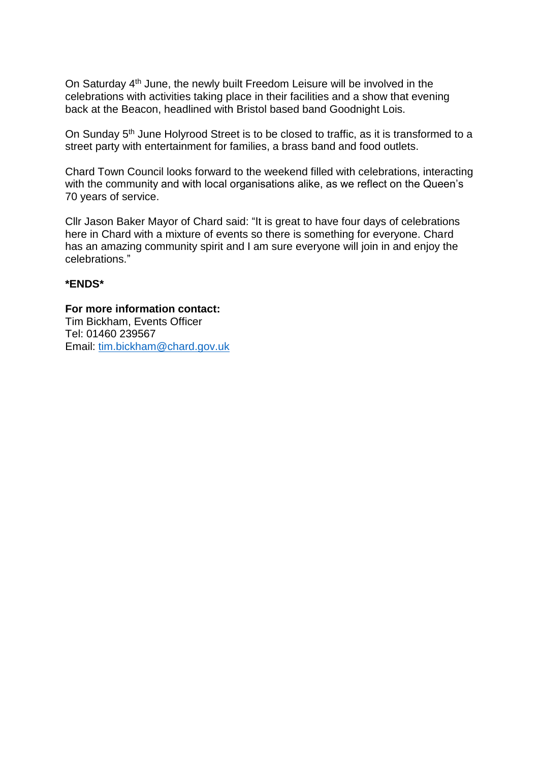On Saturday 4th June, the newly built Freedom Leisure will be involved in the celebrations with activities taking place in their facilities and a show that evening back at the Beacon, headlined with Bristol based band Goodnight Lois.

On Sunday 5th June Holyrood Street is to be closed to traffic, as it is transformed to a street party with entertainment for families, a brass band and food outlets.

Chard Town Council looks forward to the weekend filled with celebrations, interacting with the community and with local organisations alike, as we reflect on the Queen's 70 years of service.

Cllr Jason Baker Mayor of Chard said: "It is great to have four days of celebrations here in Chard with a mixture of events so there is something for everyone. Chard has an amazing community spirit and I am sure everyone will join in and enjoy the celebrations."

**\*ENDS\***

**For more information contact:**
Tim Bickham, Events Officer
Tel: 01460 239567
Email: tim.bickham@chard.gov.uk